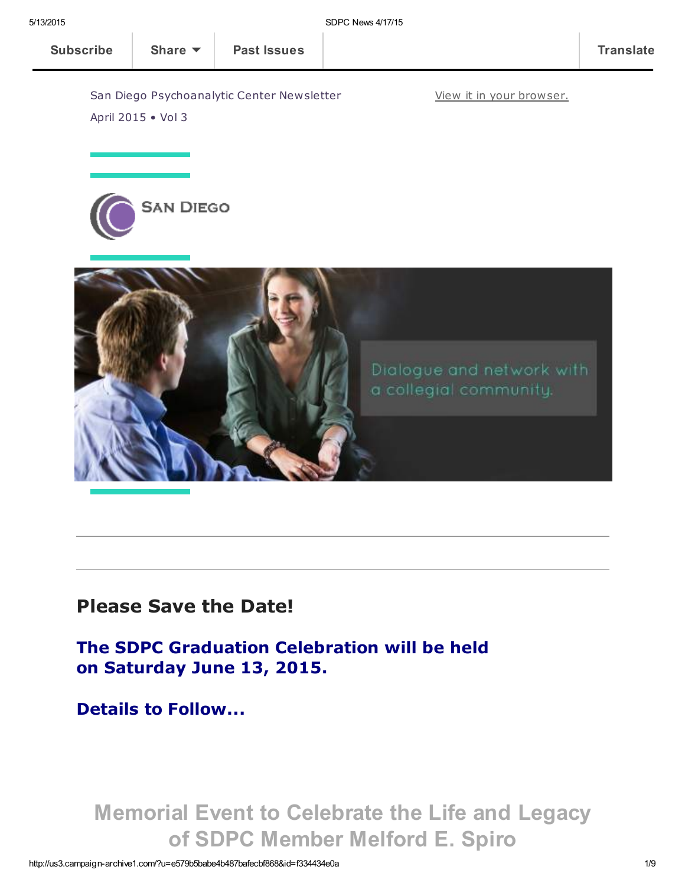Subscribe | Share | Past Issues | Translate

San Diego Psychoanalytic Center Newsletter

April 2015 • Vol 3

View it in your browser.

SAN DIEGO

Dialogue and network with a collegial community.

## Please Save the Date!

### The SDPC Graduation Celebration will be held on Saturday June 13, 2015.

### Details to Follow...

## Memorial Event to Celebrate the Life and Legacy of SDPC Member Melford E. Spiro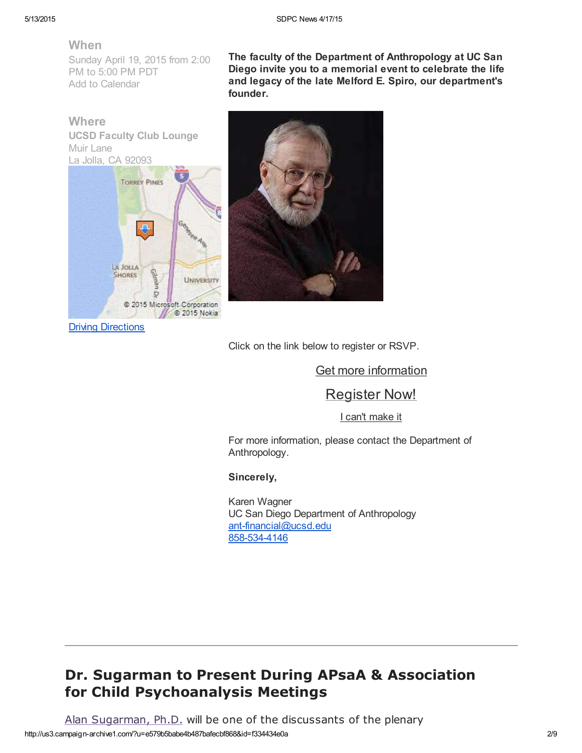**When**

Sunday April 19, 2015 from 2:00 PM to 5:00 PM PDT
Add to Calendar

**Where**

**UCSD Faculty Club Lounge**
Muir Lane
La Jolla, CA 92093

Driving Directions

**The faculty of the Department of Anthropology at UC San Diego invite you to a memorial event to celebrate the life and legacy of the late Melford E. Spiro, our department's founder.**

Click on the link below to register or RSVP.

Get more information

Register Now!

I can't make it

For more information, please contact the Department of Anthropology.

**Sincerely,**

Karen Wagner
UC San Diego Department of Anthropology
ant-financial@ucsd.edu
858-534-4146

---

## Dr. Sugarman to Present During APsaA & Association for Child Psychoanalysis Meetings

Alan Sugarman, Ph.D. will be one of the discussants of the plenary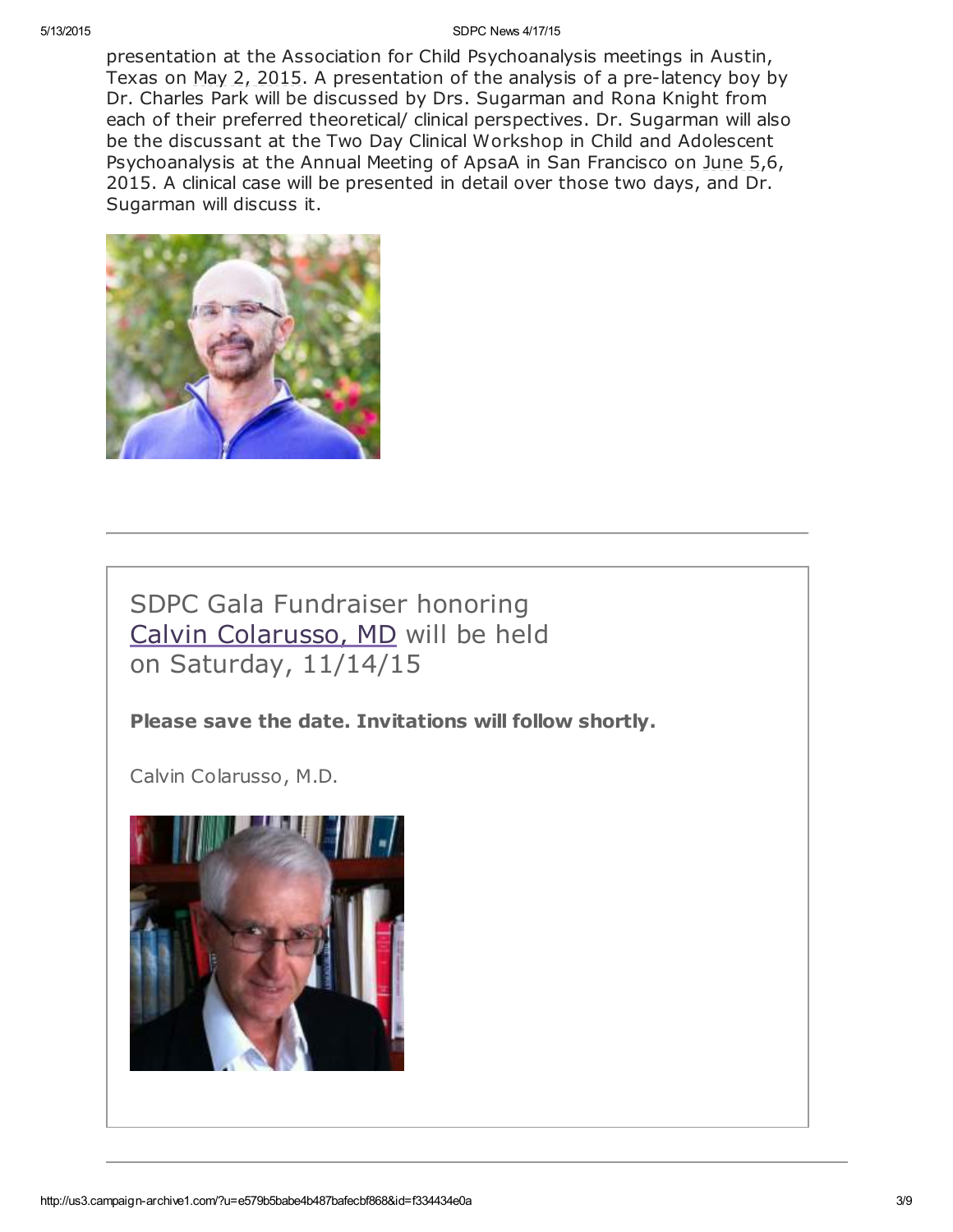presentation at the Association for Child Psychoanalysis meetings in Austin, Texas on May 2, 2015. A presentation of the analysis of a pre-latency boy by Dr. Charles Park will be discussed by Drs. Sugarman and Rona Knight from each of their preferred theoretical/ clinical perspectives. Dr. Sugarman will also be the discussant at the Two Day Clinical Workshop in Child and Adolescent Psychoanalysis at the Annual Meeting of ApsaA in San Francisco on June 5,6, 2015. A clinical case will be presented in detail over those two days, and Dr. Sugarman will discuss it.

---

## SDPC Gala Fundraiser honoring Calvin Colarusso, MD will be held on Saturday, 11/14/15

**Please save the date. Invitations will follow shortly.**

Calvin Colarusso, M.D.

---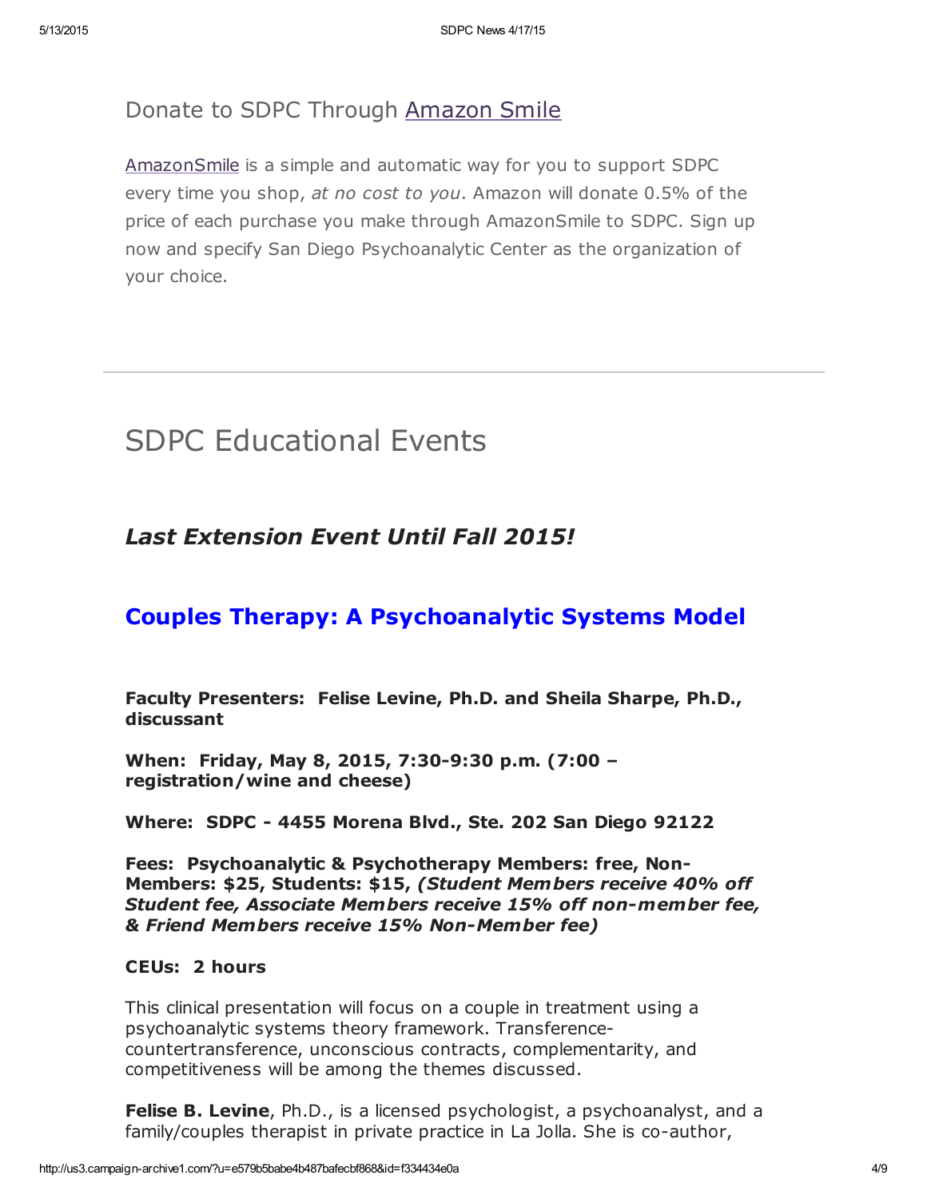## Donate to SDPC Through [Amazon Smile]

[AmazonSmile] is a simple and automatic way for you to support SDPC every time you shop, *at no cost to you*. Amazon will donate 0.5% of the price of each purchase you make through AmazonSmile to SDPC. Sign up now and specify San Diego Psychoanalytic Center as the organization of your choice.

---

# SDPC Educational Events

## *Last Extension Event Until Fall 2015!*

## Couples Therapy: A Psychoanalytic Systems Model

**Faculty Presenters: Felise Levine, Ph.D. and Sheila Sharpe, Ph.D., discussant**

**When: Friday, May 8, 2015, 7:30-9:30 p.m. (7:00 – registration/wine and cheese)**

**Where: SDPC - 4455 Morena Blvd., Ste. 202 San Diego 92122**

**Fees: Psychoanalytic & Psychotherapy Members: free, Non-Members: $25, Students: $15,** ***(Student Members receive 40% off Student fee, Associate Members receive 15% off non-member fee, & Friend Members receive 15% Non-Member fee)***

**CEUs: 2 hours**

This clinical presentation will focus on a couple in treatment using a psychoanalytic systems theory framework. Transference-countertransference, unconscious contracts, complementarity, and competitiveness will be among the themes discussed.

**Felise B. Levine**, Ph.D., is a licensed psychologist, a psychoanalyst, and a family/couples therapist in private practice in La Jolla. She is co-author,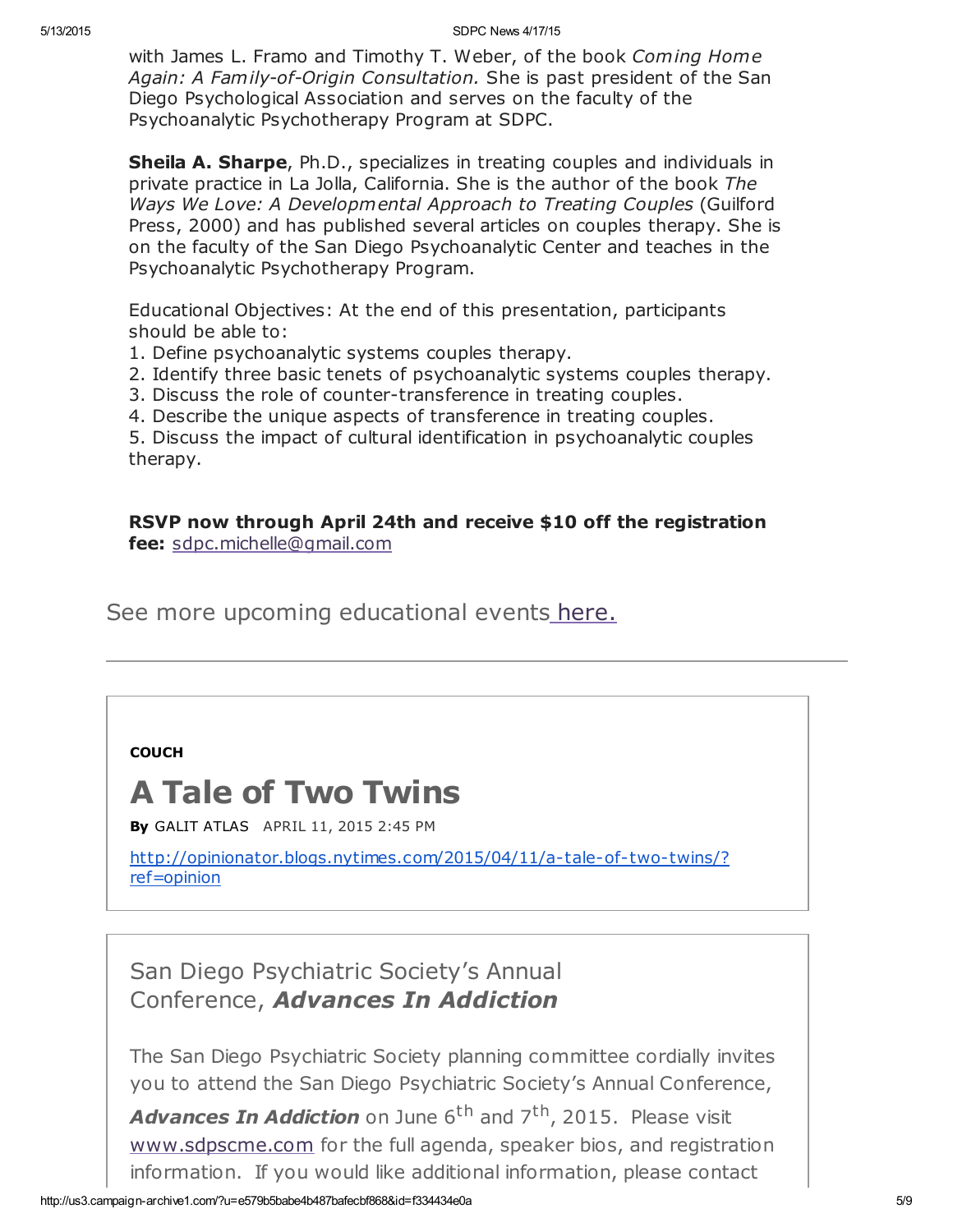with James L. Framo and Timothy T. Weber, of the book *Coming Home Again: A Family-of-Origin Consultation.* She is past president of the San Diego Psychological Association and serves on the faculty of the Psychoanalytic Psychotherapy Program at SDPC.

**Sheila A. Sharpe**, Ph.D., specializes in treating couples and individuals in private practice in La Jolla, California. She is the author of the book *The Ways We Love: A Developmental Approach to Treating Couples* (Guilford Press, 2000) and has published several articles on couples therapy. She is on the faculty of the San Diego Psychoanalytic Center and teaches in the Psychoanalytic Psychotherapy Program.

Educational Objectives: At the end of this presentation, participants should be able to:

1. Define psychoanalytic systems couples therapy.
2. Identify three basic tenets of psychoanalytic systems couples therapy.
3. Discuss the role of counter-transference in treating couples.
4. Describe the unique aspects of transference in treating couples.
5. Discuss the impact of cultural identification in psychoanalytic couples therapy.

**RSVP now through April 24th and receive $10 off the registration fee:** sdpc.michelle@gmail.com

See more upcoming educational events here.

---

**COUCH**

# A Tale of Two Twins

**By** GALIT ATLAS APRIL 11, 2015 2:45 PM

http://opinionator.blogs.nytimes.com/2015/04/11/a-tale-of-two-twins/?ref=opinion

## San Diego Psychiatric Society's Annual Conference, *Advances In Addiction*

The San Diego Psychiatric Society planning committee cordially invites you to attend the San Diego Psychiatric Society's Annual Conference, ***Advances In Addiction*** on June 6th and 7th, 2015. Please visit www.sdpscme.com for the full agenda, speaker bios, and registration information. If you would like additional information, please contact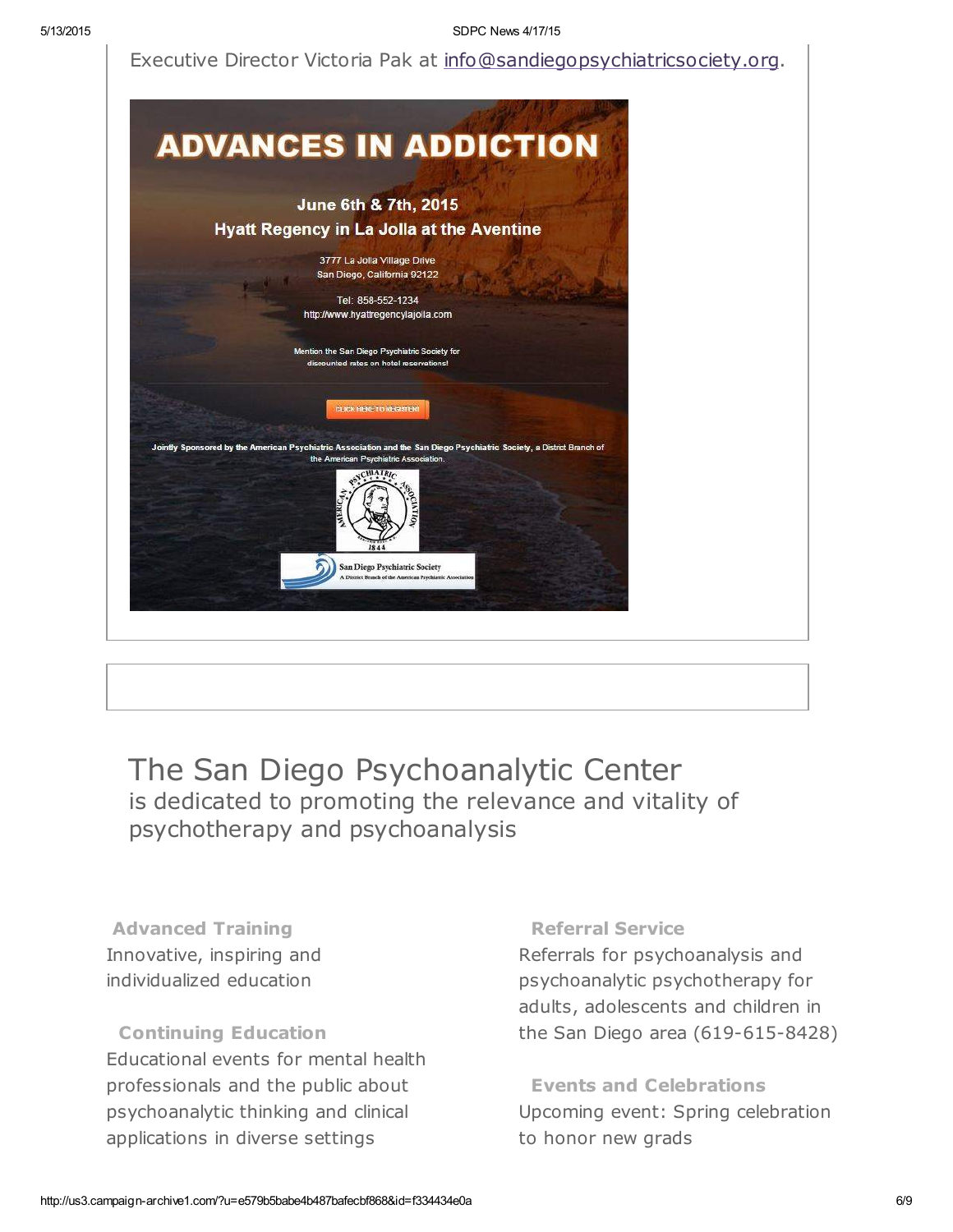Executive Director Victoria Pak at info@sandiegopsychiatricsociety.org.

# ADVANCES IN ADDICTION

**June 6th & 7th, 2015**

**Hyatt Regency in La Jolla at the Aventine**

3777 La Jolla Village Drive
San Diego, California 92122

Tel: 858-552-1234
http://www.hyattregencylajolla.com

Mention the San Diego Psychiatric Society for discounted rates on hotel reservations!

CLICK HERE TO REGISTER!

**Jointly Sponsored by the American Psychiatric Association and the San Diego Psychiatric Society**, a District Branch of the American Psychiatric Association.

# The San Diego Psychoanalytic Center

## is dedicated to promoting the relevance and vitality of psychotherapy and psychoanalysis

### Advanced Training

Innovative, inspiring and individualized education

### Continuing Education

Educational events for mental health professionals and the public about psychoanalytic thinking and clinical applications in diverse settings

### Referral Service

Referrals for psychoanalysis and psychoanalytic psychotherapy for adults, adolescents and children in the San Diego area (619-615-8428)

### Events and Celebrations

Upcoming event: Spring celebration to honor new grads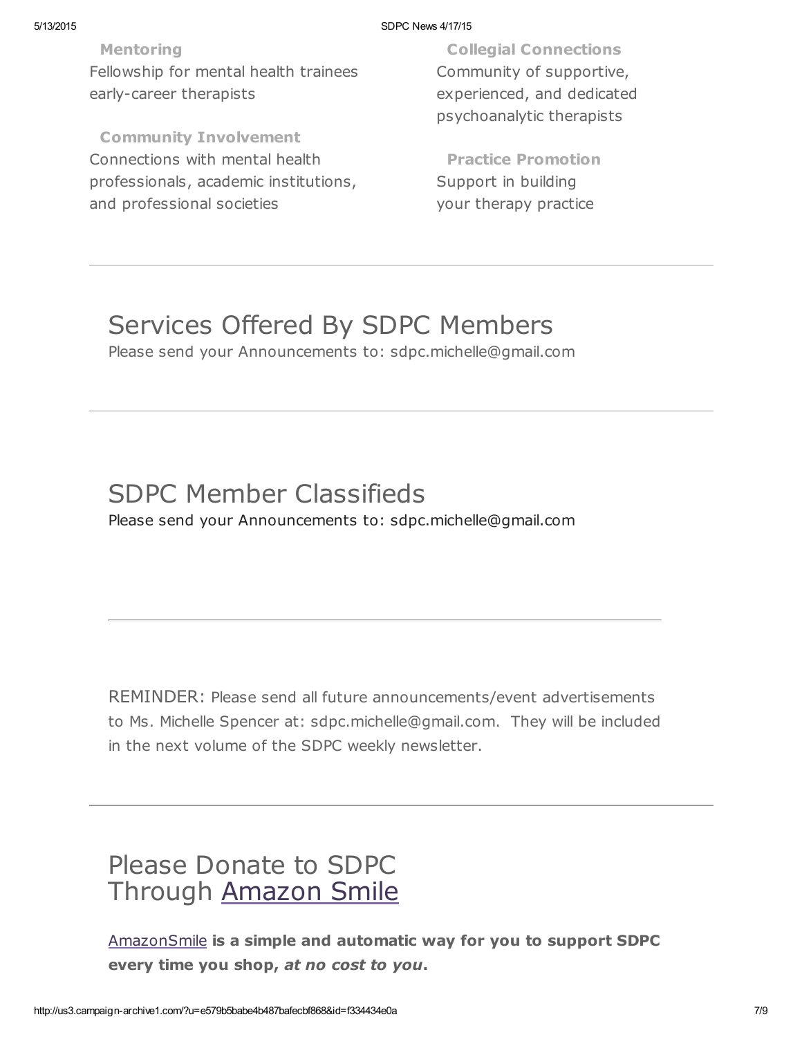**Mentoring**
Fellowship for mental health trainees early-career therapists

**Community Involvement**
Connections with mental health professionals, academic institutions, and professional societies

**Collegial Connections**
Community of supportive, experienced, and dedicated psychoanalytic therapists

**Practice Promotion**
Support in building your therapy practice

---

## Services Offered By SDPC Members

Please send your Announcements to: sdpc.michelle@gmail.com

---

## SDPC Member Classifieds

Please send your Announcements to: sdpc.michelle@gmail.com

---

REMINDER: Please send all future announcements/event advertisements to Ms. Michelle Spencer at: sdpc.michelle@gmail.com. They will be included in the next volume of the SDPC weekly newsletter.

---

## Please Donate to SDPC Through Amazon Smile

AmazonSmile **is a simple and automatic way for you to support SDPC every time you shop, *at no cost to you*.**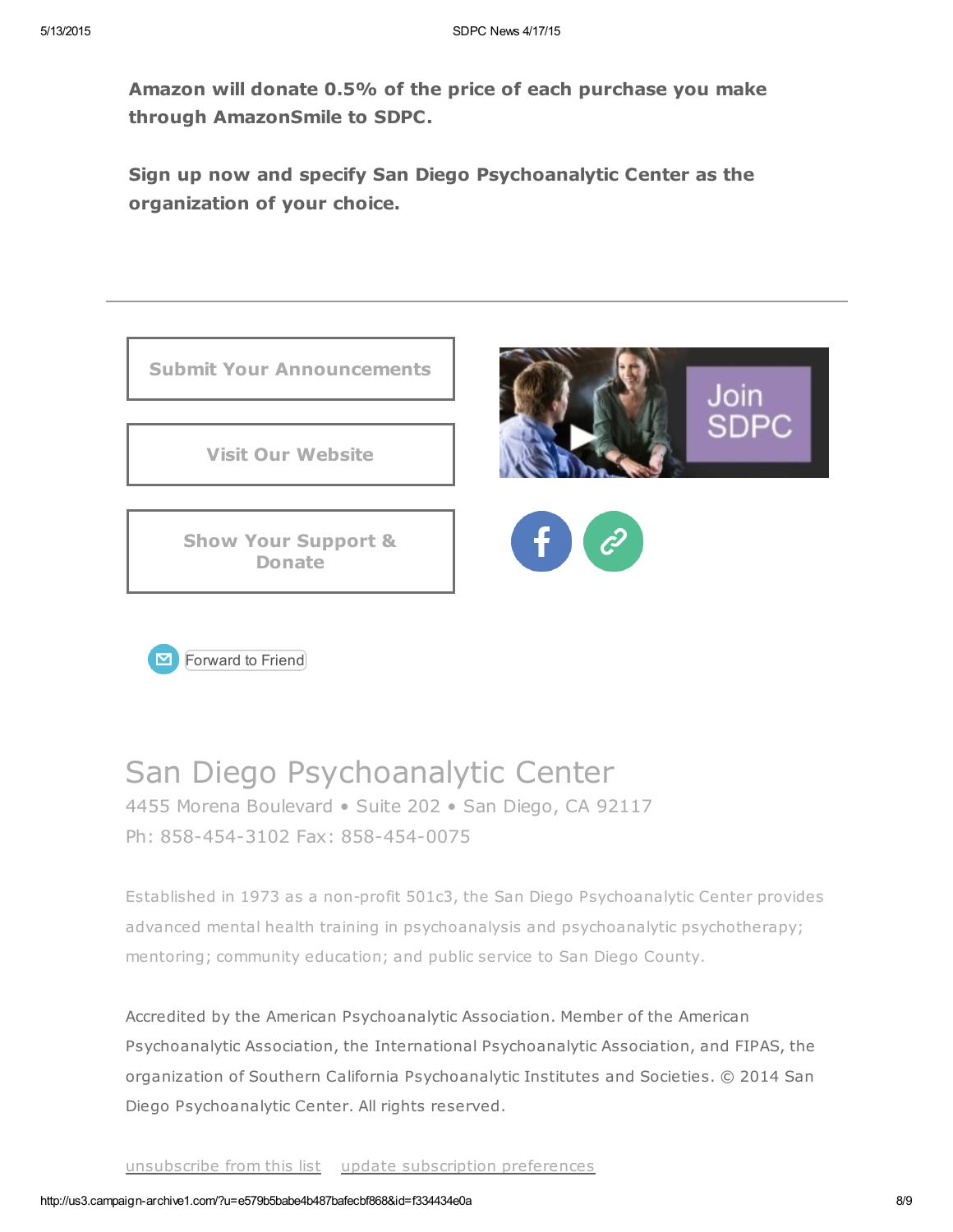**Amazon will donate 0.5% of the price of each purchase you make through AmazonSmile to SDPC.**

**Sign up now and specify San Diego Psychoanalytic Center as the organization of your choice.**

---

Submit Your Announcements

Visit Our Website

Show Your Support & Donate

Join SDPC

Forward to Friend

# San Diego Psychoanalytic Center

4455 Morena Boulevard • Suite 202 • San Diego, CA 92117

Ph: 858-454-3102 Fax: 858-454-0075

Established in 1973 as a non-profit 501c3, the San Diego Psychoanalytic Center provides advanced mental health training in psychoanalysis and psychoanalytic psychotherapy; mentoring; community education; and public service to San Diego County.

Accredited by the American Psychoanalytic Association. Member of the American Psychoanalytic Association, the International Psychoanalytic Association, and FIPAS, the organization of Southern California Psychoanalytic Institutes and Societies. © 2014 San Diego Psychoanalytic Center. All rights reserved.

unsubscribe from this list    update subscription preferences